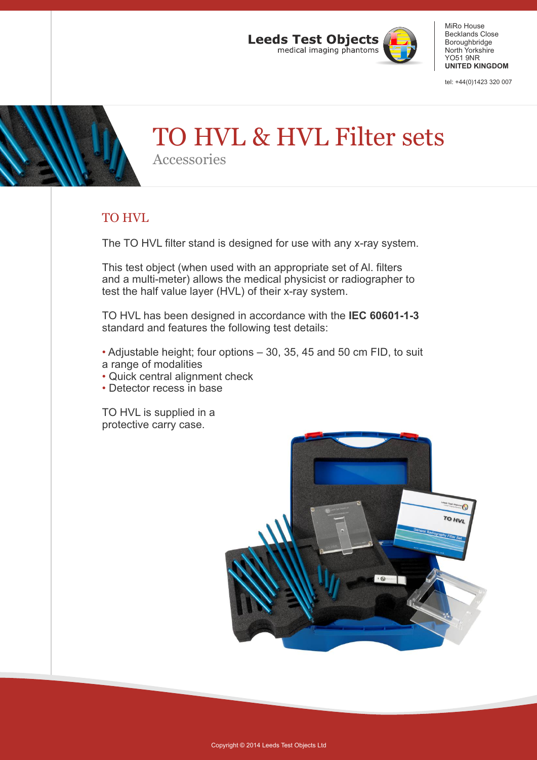Leeds Test Objects
medical imaging phantoms

MiRo House
Becklands Close
Boroughbridge
North Yorkshire
YO51 9NR
**UNITED KINGDOM**

tel: +44(0)1423 320 007

# TO HVL & HVL Filter sets

Accessories

## TO HVL

The TO HVL filter stand is designed for use with any x-ray system.

This test object (when used with an appropriate set of Al. filters and a multi-meter) allows the medical physicist or radiographer to test the half value layer (HVL) of their x-ray system.

TO HVL has been designed in accordance with the **IEC 60601-1-3** standard and features the following test details:

- Adjustable height; four options – 30, 35, 45 and 50 cm FID, to suit a range of modalities
- Quick central alignment check
- Detector recess in base

TO HVL is supplied in a protective carry case.

Copyright © 2014 Leeds Test Objects Ltd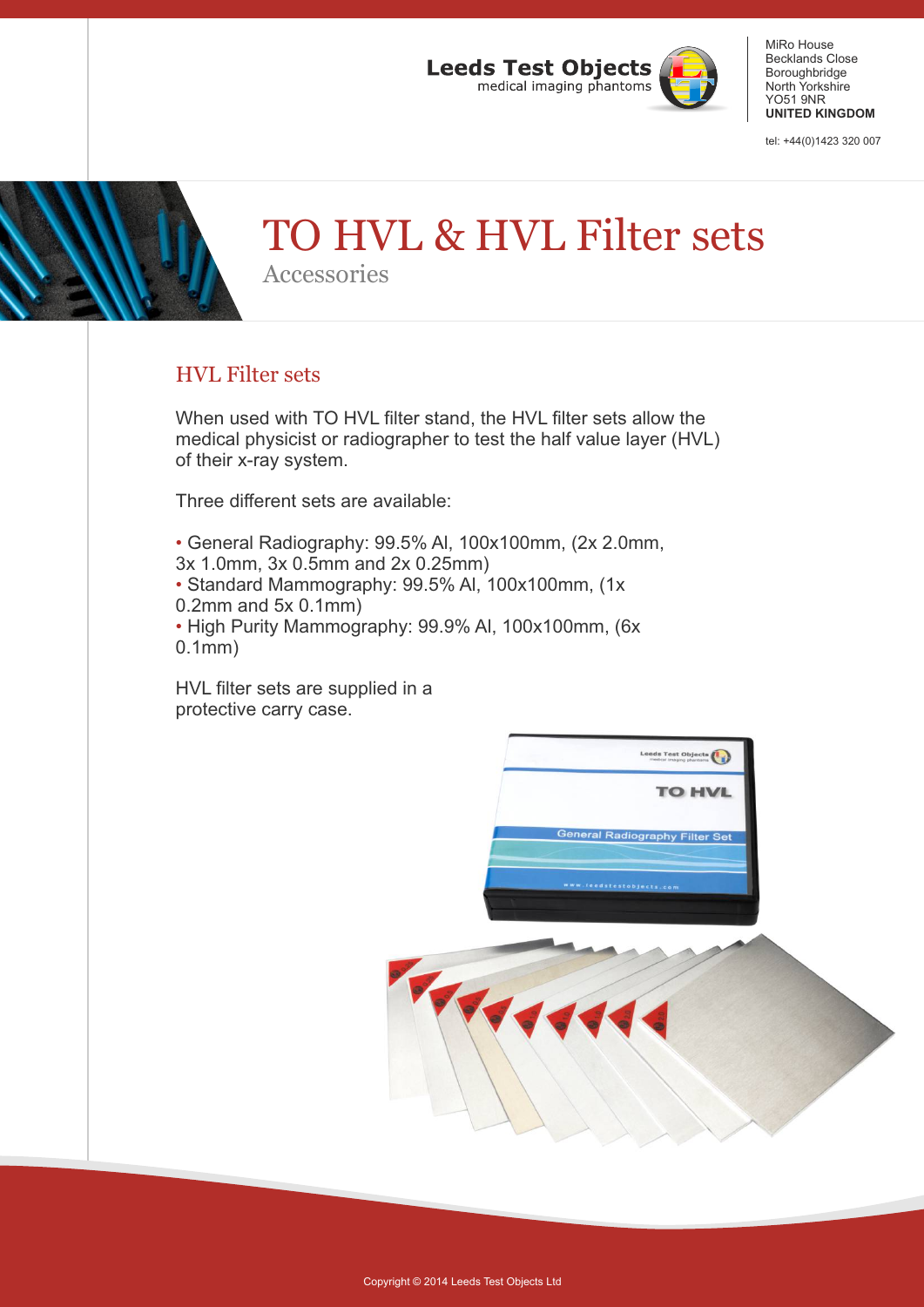# TO HVL & HVL Filter sets

Accessories

## HVL Filter sets

When used with TO HVL filter stand, the HVL filter sets allow the medical physicist or radiographer to test the half value layer (HVL) of their x-ray system.

Three different sets are available:

- General Radiography: 99.5% Al, 100x100mm, (2x 2.0mm, 3x 1.0mm, 3x 0.5mm and 2x 0.25mm)
- Standard Mammography: 99.5% Al, 100x100mm, (1x 0.2mm and 5x 0.1mm)
- High Purity Mammography: 99.9% Al, 100x100mm, (6x 0.1mm)

HVL filter sets are supplied in a protective carry case.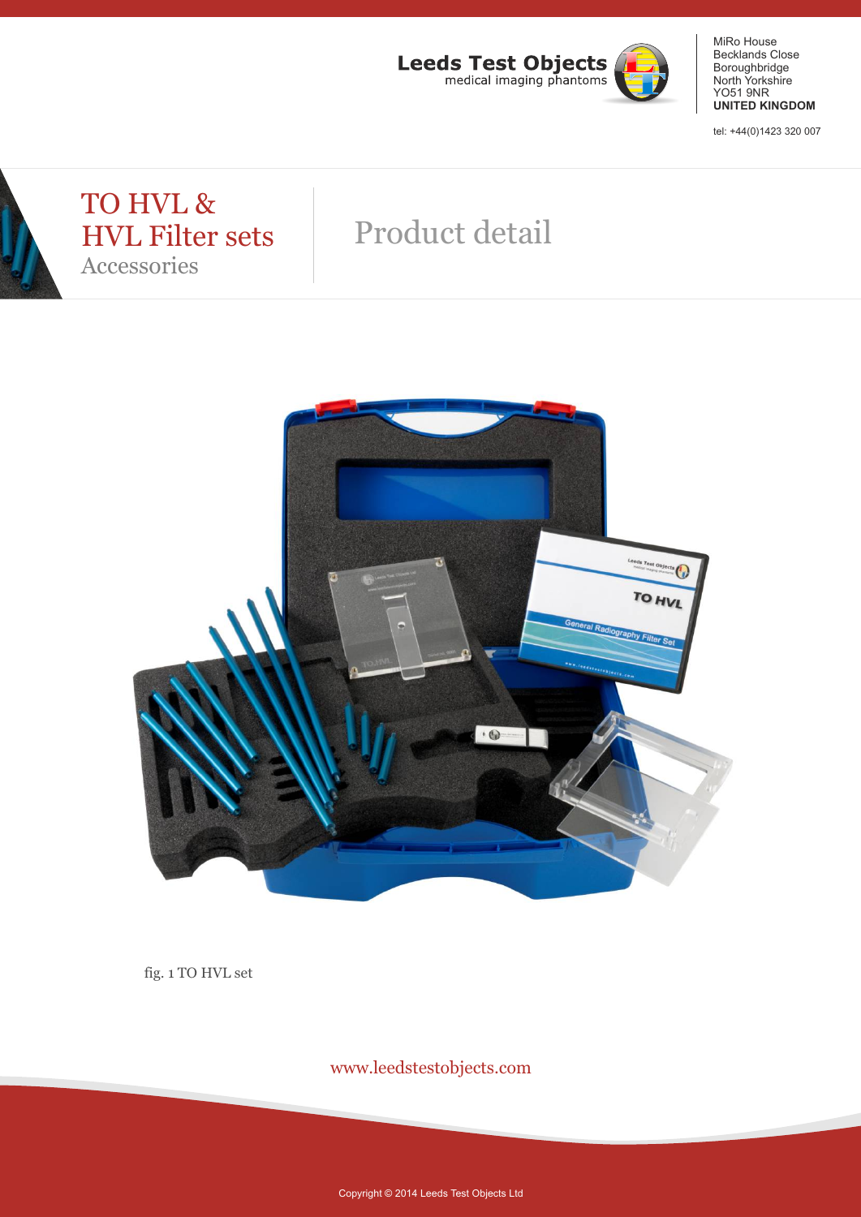# TO HVL & HVL Filter sets

Accessories

## Product detail

fig. 1 TO HVL set

www.leedstestobjects.com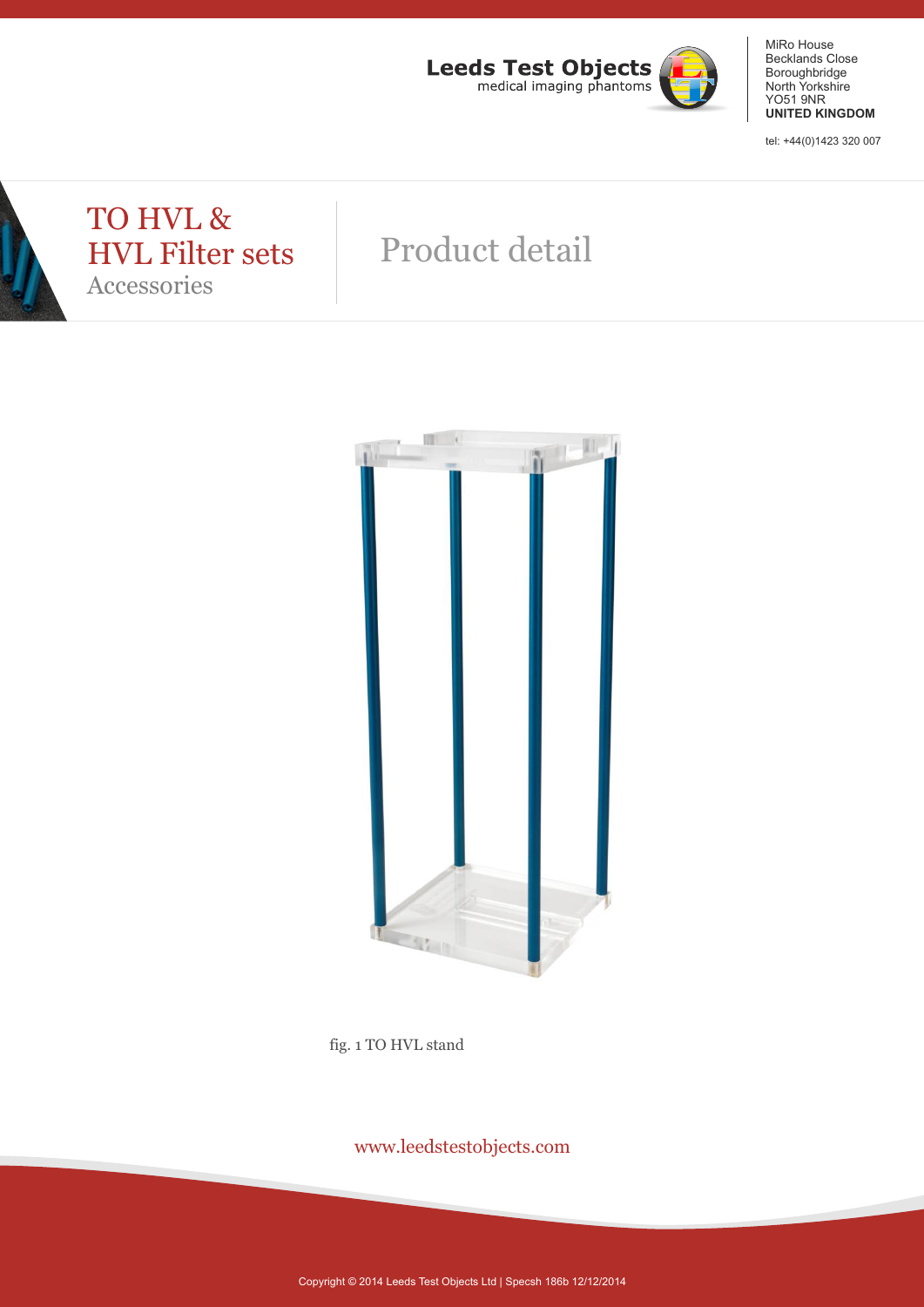# TO HVL & HVL Filter sets

Accessories

## Product detail

fig. 1 TO HVL stand